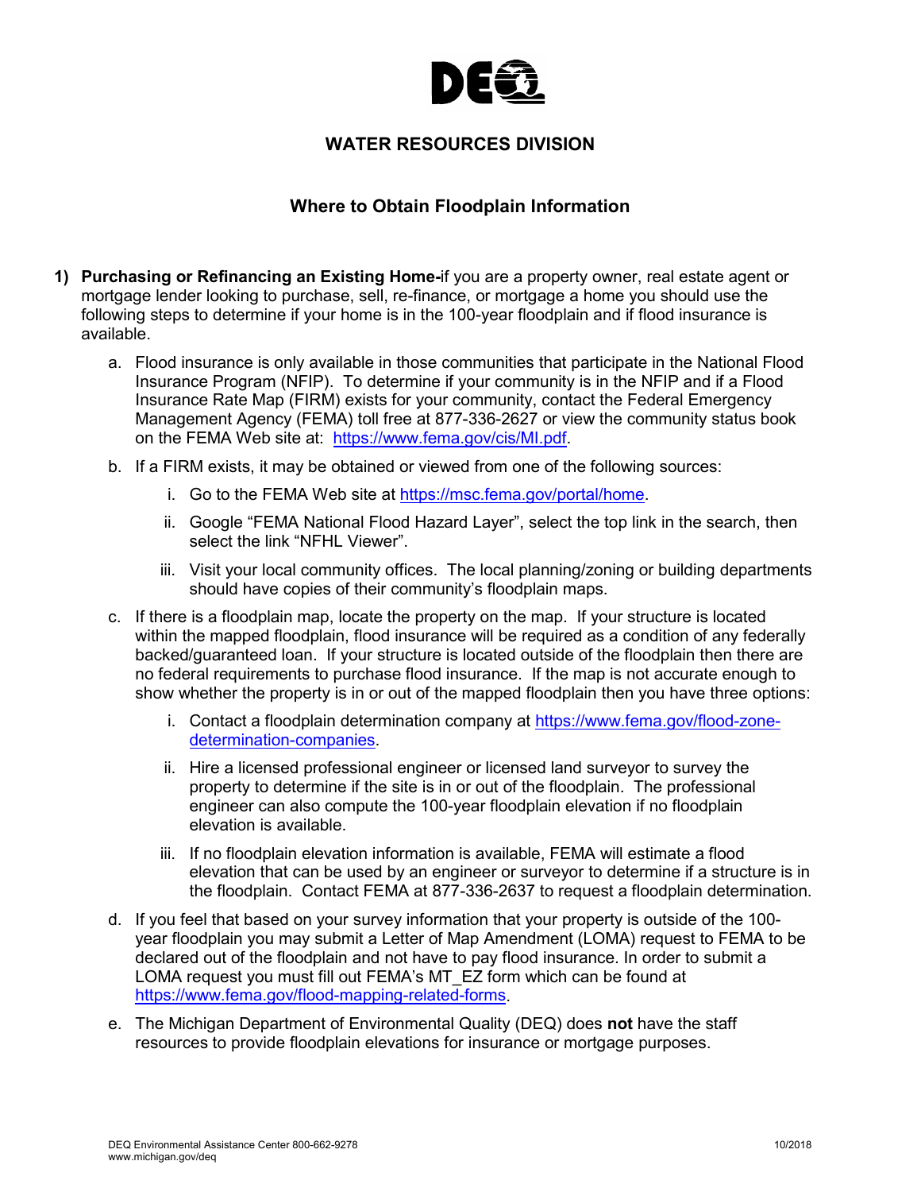# WATER RESOURCES DIVISION

## Where to Obtain Floodplain Information

1) **Purchasing or Refinancing an Existing Home-**if you are a property owner, real estate agent or mortgage lender looking to purchase, sell, re-finance, or mortgage a home you should use the following steps to determine if your home is in the 100-year floodplain and if flood insurance is available.

   a. Flood insurance is only available in those communities that participate in the National Flood Insurance Program (NFIP). To determine if your community is in the NFIP and if a Flood Insurance Rate Map (FIRM) exists for your community, contact the Federal Emergency Management Agency (FEMA) toll free at 877-336-2627 or view the community status book on the FEMA Web site at: https://www.fema.gov/cis/MI.pdf.

   b. If a FIRM exists, it may be obtained or viewed from one of the following sources:

      i. Go to the FEMA Web site at https://msc.fema.gov/portal/home.

      ii. Google "FEMA National Flood Hazard Layer", select the top link in the search, then select the link "NFHL Viewer".

      iii. Visit your local community offices. The local planning/zoning or building departments should have copies of their community's floodplain maps.

   c. If there is a floodplain map, locate the property on the map. If your structure is located within the mapped floodplain, flood insurance will be required as a condition of any federally backed/guaranteed loan. If your structure is located outside of the floodplain then there are no federal requirements to purchase flood insurance. If the map is not accurate enough to show whether the property is in or out of the mapped floodplain then you have three options:

      i. Contact a floodplain determination company at https://www.fema.gov/flood-zone-determination-companies.

      ii. Hire a licensed professional engineer or licensed land surveyor to survey the property to determine if the site is in or out of the floodplain. The professional engineer can also compute the 100-year floodplain elevation if no floodplain elevation is available.

      iii. If no floodplain elevation information is available, FEMA will estimate a flood elevation that can be used by an engineer or surveyor to determine if a structure is in the floodplain. Contact FEMA at 877-336-2637 to request a floodplain determination.

   d. If you feel that based on your survey information that your property is outside of the 100-year floodplain you may submit a Letter of Map Amendment (LOMA) request to FEMA to be declared out of the floodplain and not have to pay flood insurance. In order to submit a LOMA request you must fill out FEMA's MT_EZ form which can be found at https://www.fema.gov/flood-mapping-related-forms.

   e. The Michigan Department of Environmental Quality (DEQ) does **not** have the staff resources to provide floodplain elevations for insurance or mortgage purposes.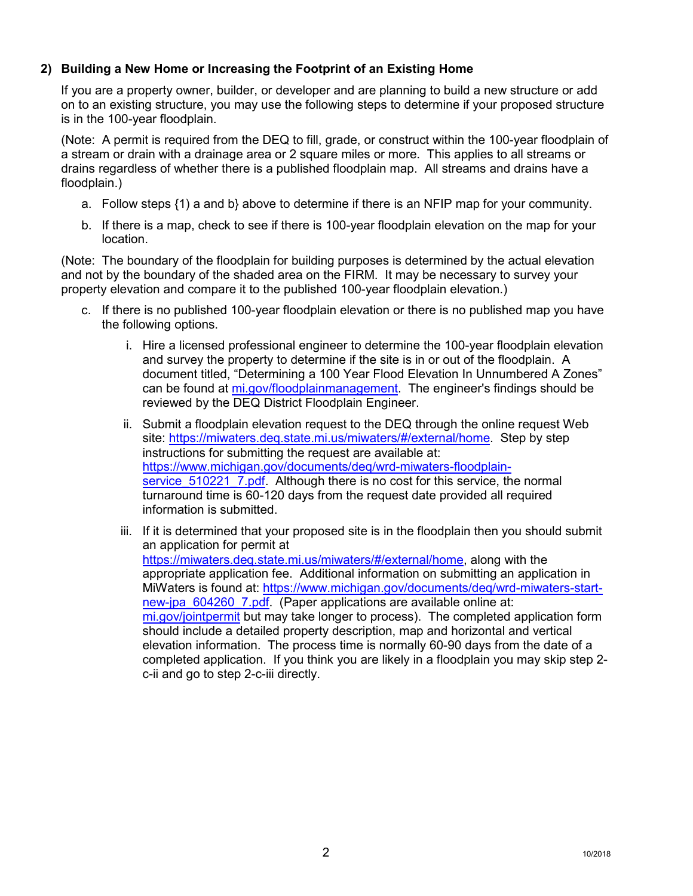### 2) Building a New Home or Increasing the Footprint of an Existing Home

If you are a property owner, builder, or developer and are planning to build a new structure or add on to an existing structure, you may use the following steps to determine if your proposed structure is in the 100-year floodplain.

(Note: A permit is required from the DEQ to fill, grade, or construct within the 100-year floodplain of a stream or drain with a drainage area or 2 square miles or more. This applies to all streams or drains regardless of whether there is a published floodplain map. All streams and drains have a floodplain.)

a. Follow steps {1) a and b} above to determine if there is an NFIP map for your community.

b. If there is a map, check to see if there is 100-year floodplain elevation on the map for your location.

(Note: The boundary of the floodplain for building purposes is determined by the actual elevation and not by the boundary of the shaded area on the FIRM. It may be necessary to survey your property elevation and compare it to the published 100-year floodplain elevation.)

c. If there is no published 100-year floodplain elevation or there is no published map you have the following options.

   i. Hire a licensed professional engineer to determine the 100-year floodplain elevation and survey the property to determine if the site is in or out of the floodplain. A document titled, "Determining a 100 Year Flood Elevation In Unnumbered A Zones" can be found at mi.gov/floodplainmanagement. The engineer's findings should be reviewed by the DEQ District Floodplain Engineer.

   ii. Submit a floodplain elevation request to the DEQ through the online request Web site: https://miwaters.deq.state.mi.us/miwaters/#/external/home. Step by step instructions for submitting the request are available at: https://www.michigan.gov/documents/deq/wrd-miwaters-floodplain-service_510221_7.pdf. Although there is no cost for this service, the normal turnaround time is 60-120 days from the request date provided all required information is submitted.

   iii. If it is determined that your proposed site is in the floodplain then you should submit an application for permit at https://miwaters.deq.state.mi.us/miwaters/#/external/home, along with the appropriate application fee. Additional information on submitting an application in MiWaters is found at: https://www.michigan.gov/documents/deq/wrd-miwaters-start-new-jpa_604260_7.pdf. (Paper applications are available online at: mi.gov/jointpermit but may take longer to process). The completed application form should include a detailed property description, map and horizontal and vertical elevation information. The process time is normally 60-90 days from the date of a completed application. If you think you are likely in a floodplain you may skip step 2-c-ii and go to step 2-c-iii directly.